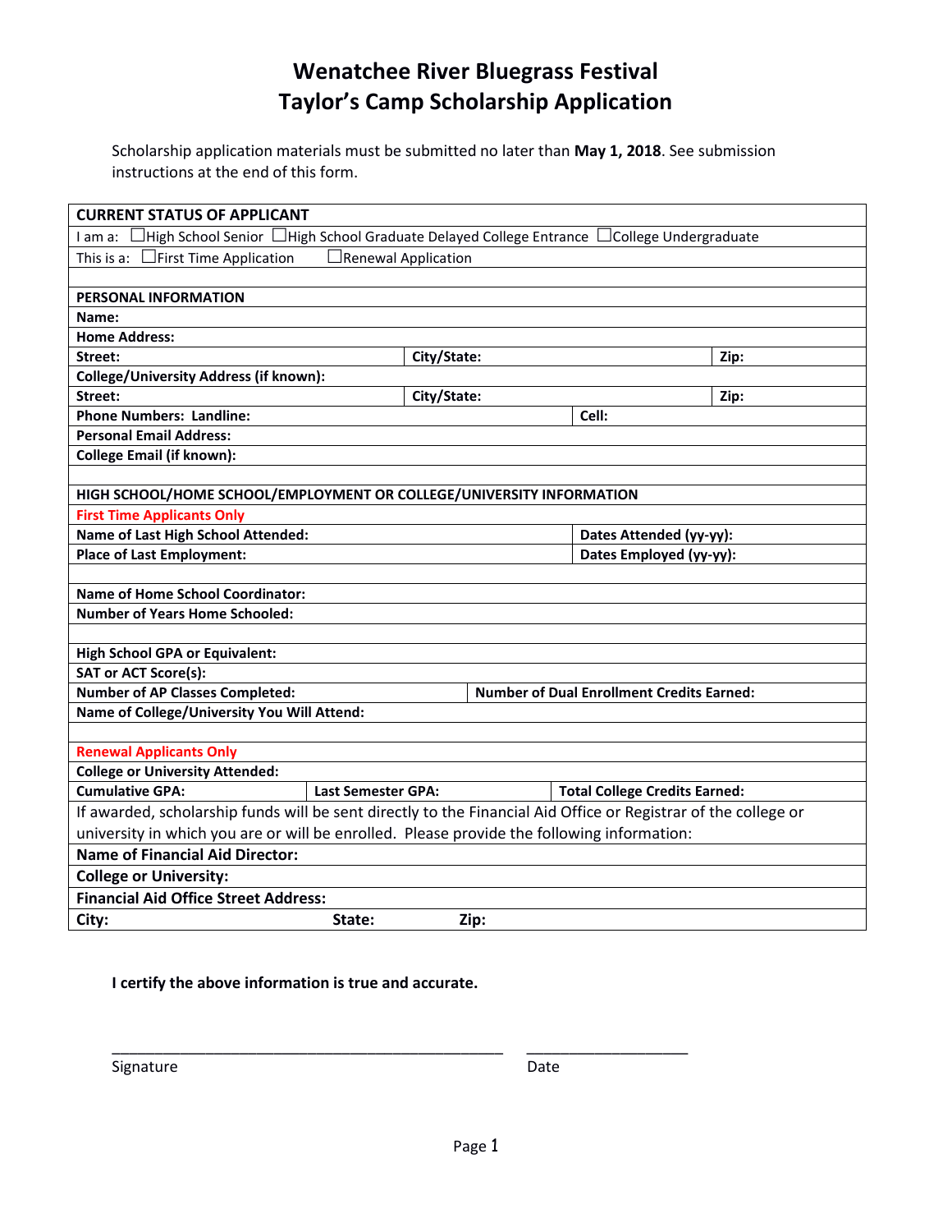# Wenatchee River Bluegrass Festival
# Taylor's Camp Scholarship Application

Scholarship application materials must be submitted no later than **May 1, 2018**. See submission instructions at the end of this form.

| **CURRENT STATUS OF APPLICANT** | | | |
|---|---|---|---|
| I am a: ☐High School Senior ☐High School Graduate Delayed College Entrance ☐College Undergraduate | | | |
| This is a: ☐First Time Application ☐Renewal Application | | | |
| | | | |
| **PERSONAL INFORMATION** | | | |
| **Name:** | | | |
| **Home Address:** | | | |
| **Street:** | **City/State:** | | **Zip:** |
| **College/University Address (if known):** | | | |
| **Street:** | **City/State:** | | **Zip:** |
| **Phone Numbers: Landline:** | | **Cell:** | |
| **Personal Email Address:** | | | |
| **College Email (if known):** | | | |
| | | | |
| **HIGH SCHOOL/HOME SCHOOL/EMPLOYMENT OR COLLEGE/UNIVERSITY INFORMATION** | | | |
| **First Time Applicants Only** | | | |
| **Name of Last High School Attended:** | | **Dates Attended (yy-yy):** | |
| **Place of Last Employment:** | | **Dates Employed (yy-yy):** | |
| | | | |
| **Name of Home School Coordinator:** | | | |
| **Number of Years Home Schooled:** | | | |
| | | | |
| **High School GPA or Equivalent:** | | | |
| **SAT or ACT Score(s):** | | | |
| **Number of AP Classes Completed:** | **Number of Dual Enrollment Credits Earned:** | | |
| **Name of College/University You Will Attend:** | | | |
| | | | |
| **Renewal Applicants Only** | | | |
| **College or University Attended:** | | | |
| **Cumulative GPA:** | **Last Semester GPA:** | **Total College Credits Earned:** | |
| If awarded, scholarship funds will be sent directly to the Financial Aid Office or Registrar of the college or university in which you are or will be enrolled. Please provide the following information: | | | |
| **Name of Financial Aid Director:** | | | |
| **College or University:** | | | |
| **Financial Aid Office Street Address:** | | | |
| **City:** | **State:** | **Zip:** | |

**I certify the above information is true and accurate.**

_______________________________________________ ____________________

Signature Date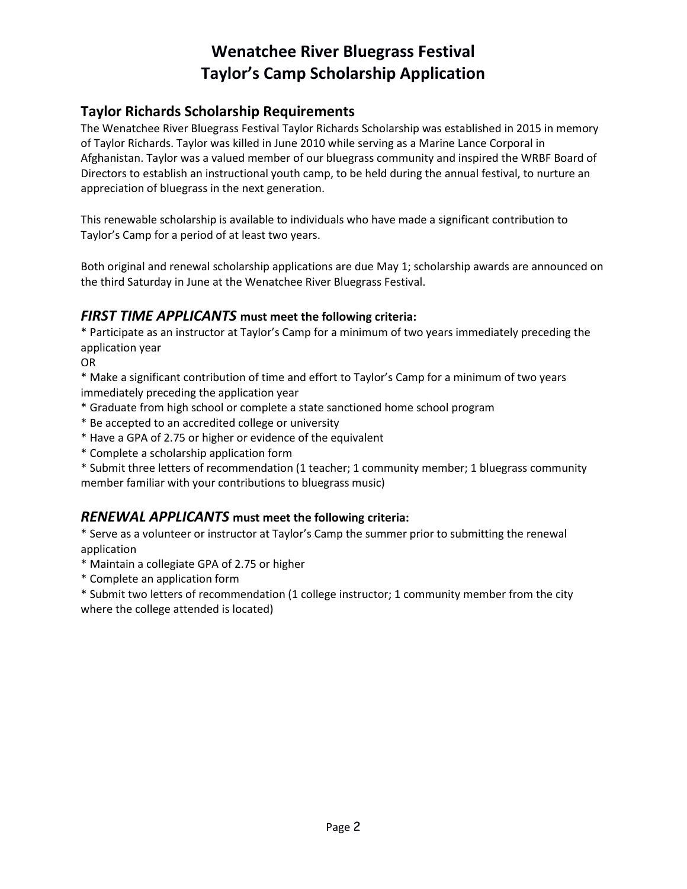# Wenatchee River Bluegrass Festival
# Taylor's Camp Scholarship Application

## Taylor Richards Scholarship Requirements

The Wenatchee River Bluegrass Festival Taylor Richards Scholarship was established in 2015 in memory of Taylor Richards. Taylor was killed in June 2010 while serving as a Marine Lance Corporal in Afghanistan. Taylor was a valued member of our bluegrass community and inspired the WRBF Board of Directors to establish an instructional youth camp, to be held during the annual festival, to nurture an appreciation of bluegrass in the next generation.

This renewable scholarship is available to individuals who have made a significant contribution to Taylor's Camp for a period of at least two years.

Both original and renewal scholarship applications are due May 1; scholarship awards are announced on the third Saturday in June at the Wenatchee River Bluegrass Festival.

## *FIRST TIME APPLICANTS* must meet the following criteria:

* Participate as an instructor at Taylor's Camp for a minimum of two years immediately preceding the application year

OR

* Make a significant contribution of time and effort to Taylor's Camp for a minimum of two years immediately preceding the application year
* Graduate from high school or complete a state sanctioned home school program
* Be accepted to an accredited college or university
* Have a GPA of 2.75 or higher or evidence of the equivalent
* Complete a scholarship application form
* Submit three letters of recommendation (1 teacher; 1 community member; 1 bluegrass community member familiar with your contributions to bluegrass music)

## *RENEWAL APPLICANTS* must meet the following criteria:

* Serve as a volunteer or instructor at Taylor's Camp the summer prior to submitting the renewal application
* Maintain a collegiate GPA of 2.75 or higher
* Complete an application form
* Submit two letters of recommendation (1 college instructor; 1 community member from the city where the college attended is located)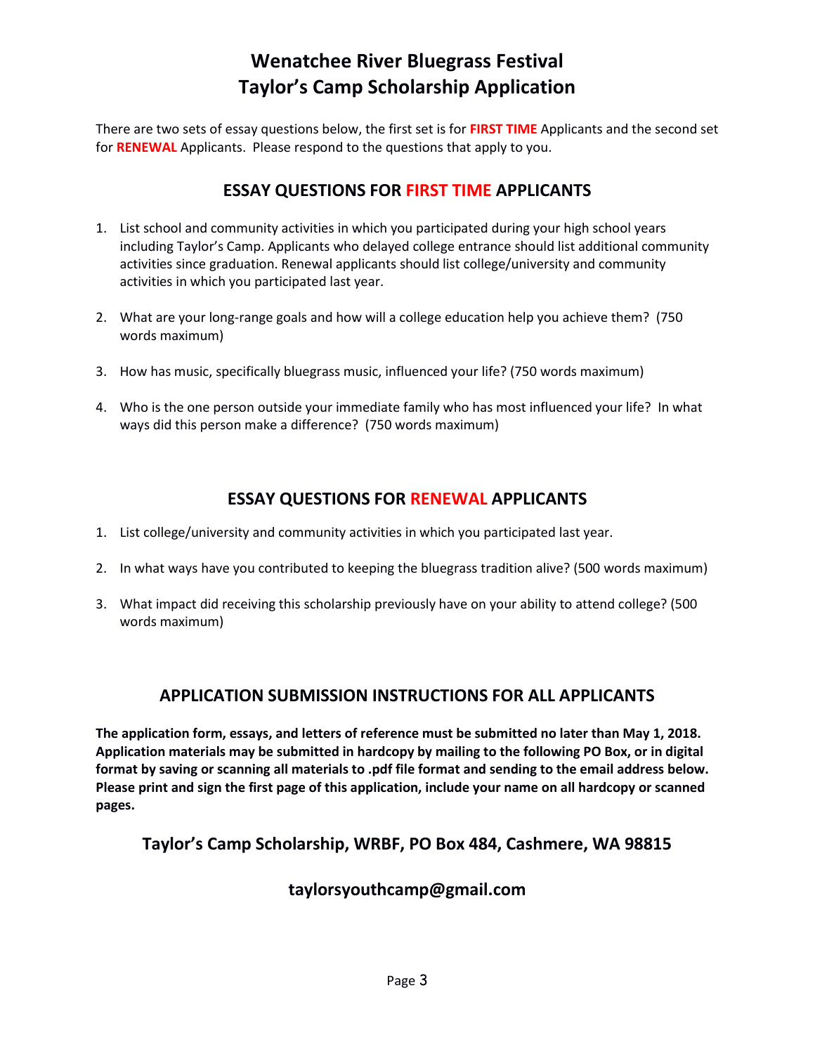# Wenatchee River Bluegrass Festival
# Taylor's Camp Scholarship Application

There are two sets of essay questions below, the first set is for **FIRST TIME** Applicants and the second set for **RENEWAL** Applicants. Please respond to the questions that apply to you.

## ESSAY QUESTIONS FOR FIRST TIME APPLICANTS

1. List school and community activities in which you participated during your high school years including Taylor's Camp. Applicants who delayed college entrance should list additional community activities since graduation. Renewal applicants should list college/university and community activities in which you participated last year.

2. What are your long-range goals and how will a college education help you achieve them? (750 words maximum)

3. How has music, specifically bluegrass music, influenced your life? (750 words maximum)

4. Who is the one person outside your immediate family who has most influenced your life? In what ways did this person make a difference? (750 words maximum)

## ESSAY QUESTIONS FOR RENEWAL APPLICANTS

1. List college/university and community activities in which you participated last year.

2. In what ways have you contributed to keeping the bluegrass tradition alive? (500 words maximum)

3. What impact did receiving this scholarship previously have on your ability to attend college? (500 words maximum)

## APPLICATION SUBMISSION INSTRUCTIONS FOR ALL APPLICANTS

**The application form, essays, and letters of reference must be submitted no later than May 1, 2018. Application materials may be submitted in hardcopy by mailing to the following PO Box, or in digital format by saving or scanning all materials to .pdf file format and sending to the email address below. Please print and sign the first page of this application, include your name on all hardcopy or scanned pages.**

### Taylor's Camp Scholarship, WRBF, PO Box 484, Cashmere, WA 98815

### taylorsyouthcamp@gmail.com